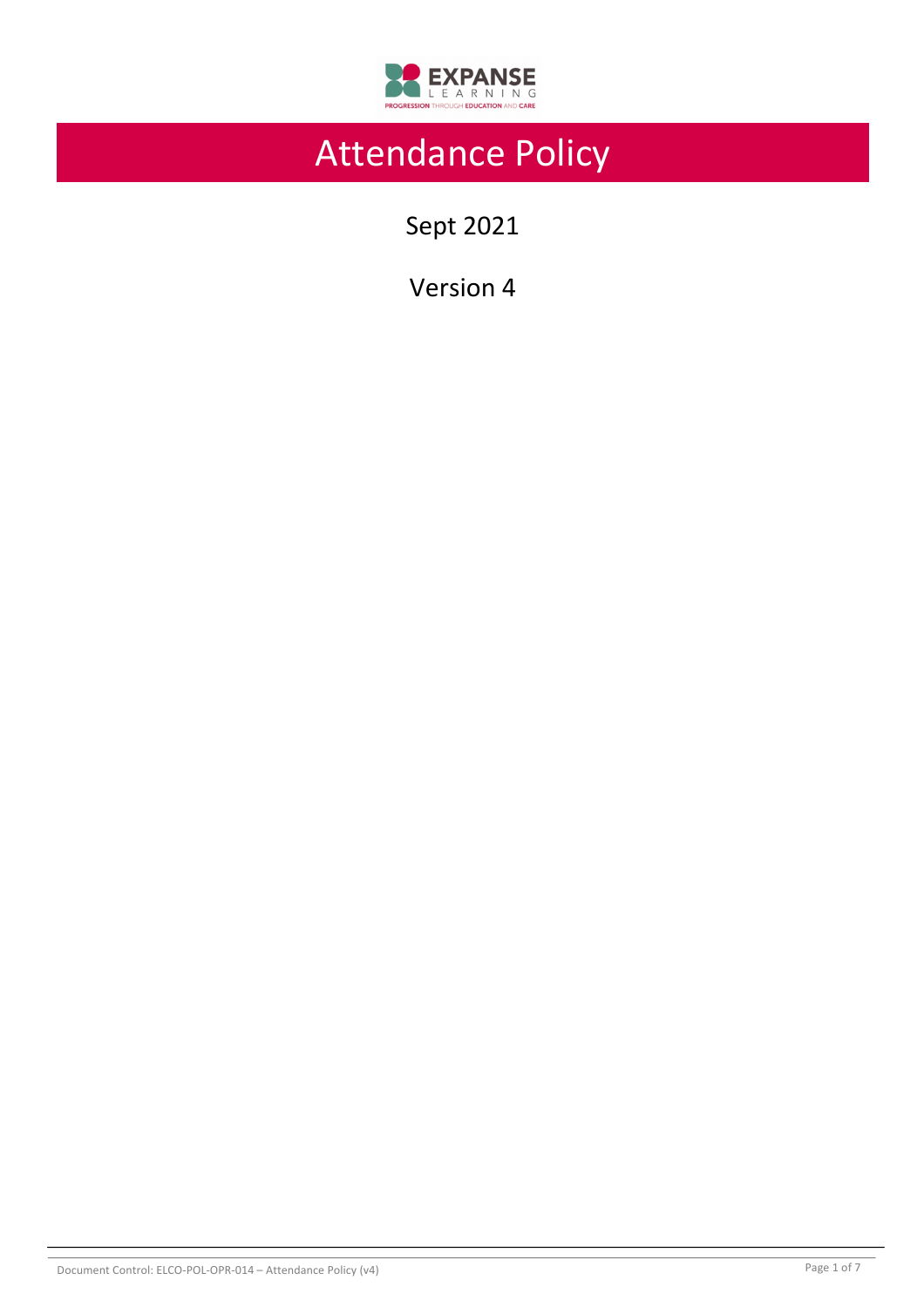# Attendance Policy

Sept 2021

Version 4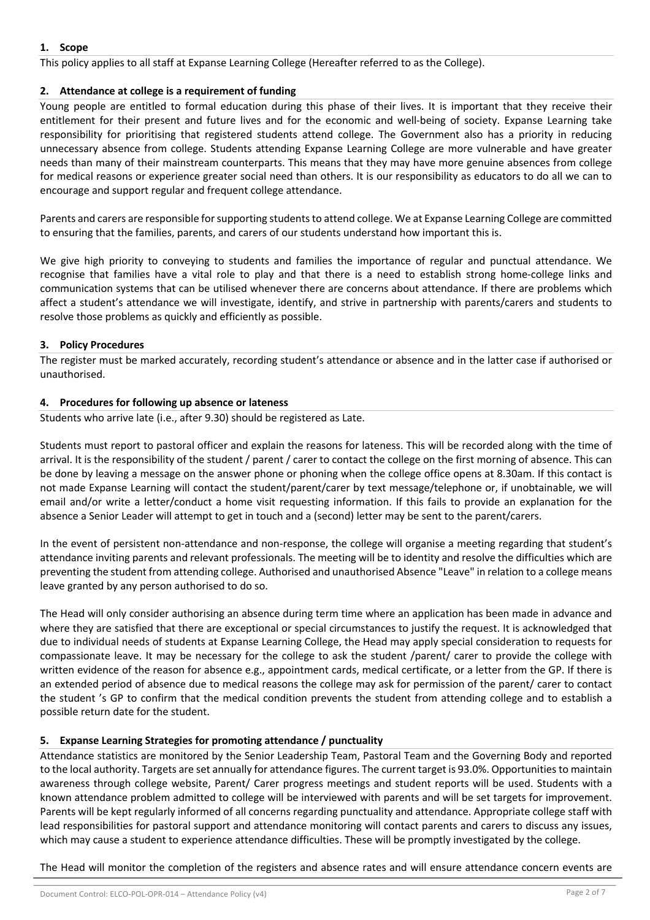## 1. Scope

This policy applies to all staff at Expanse Learning College (Hereafter referred to as the College).

## 2. Attendance at college is a requirement of funding

Young people are entitled to formal education during this phase of their lives. It is important that they receive their entitlement for their present and future lives and for the economic and well-being of society. Expanse Learning take responsibility for prioritising that registered students attend college. The Government also has a priority in reducing unnecessary absence from college. Students attending Expanse Learning College are more vulnerable and have greater needs than many of their mainstream counterparts. This means that they may have more genuine absences from college for medical reasons or experience greater social need than others. It is our responsibility as educators to do all we can to encourage and support regular and frequent college attendance.

Parents and carers are responsible for supporting students to attend college. We at Expanse Learning College are committed to ensuring that the families, parents, and carers of our students understand how important this is.

We give high priority to conveying to students and families the importance of regular and punctual attendance. We recognise that families have a vital role to play and that there is a need to establish strong home-college links and communication systems that can be utilised whenever there are concerns about attendance. If there are problems which affect a student's attendance we will investigate, identify, and strive in partnership with parents/carers and students to resolve those problems as quickly and efficiently as possible.

## 3. Policy Procedures

The register must be marked accurately, recording student's attendance or absence and in the latter case if authorised or unauthorised.

## 4. Procedures for following up absence or lateness

Students who arrive late (i.e., after 9.30) should be registered as Late.

Students must report to pastoral officer and explain the reasons for lateness. This will be recorded along with the time of arrival. It is the responsibility of the student / parent / carer to contact the college on the first morning of absence. This can be done by leaving a message on the answer phone or phoning when the college office opens at 8.30am. If this contact is not made Expanse Learning will contact the student/parent/carer by text message/telephone or, if unobtainable, we will email and/or write a letter/conduct a home visit requesting information. If this fails to provide an explanation for the absence a Senior Leader will attempt to get in touch and a (second) letter may be sent to the parent/carers.

In the event of persistent non-attendance and non-response, the college will organise a meeting regarding that student's attendance inviting parents and relevant professionals. The meeting will be to identity and resolve the difficulties which are preventing the student from attending college. Authorised and unauthorised Absence "Leave" in relation to a college means leave granted by any person authorised to do so.

The Head will only consider authorising an absence during term time where an application has been made in advance and where they are satisfied that there are exceptional or special circumstances to justify the request. It is acknowledged that due to individual needs of students at Expanse Learning College, the Head may apply special consideration to requests for compassionate leave. It may be necessary for the college to ask the student /parent/ carer to provide the college with written evidence of the reason for absence e.g., appointment cards, medical certificate, or a letter from the GP. If there is an extended period of absence due to medical reasons the college may ask for permission of the parent/ carer to contact the student 's GP to confirm that the medical condition prevents the student from attending college and to establish a possible return date for the student.

## 5. Expanse Learning Strategies for promoting attendance / punctuality

Attendance statistics are monitored by the Senior Leadership Team, Pastoral Team and the Governing Body and reported to the local authority. Targets are set annually for attendance figures. The current target is 93.0%. Opportunities to maintain awareness through college website, Parent/ Carer progress meetings and student reports will be used. Students with a known attendance problem admitted to college will be interviewed with parents and will be set targets for improvement. Parents will be kept regularly informed of all concerns regarding punctuality and attendance. Appropriate college staff with lead responsibilities for pastoral support and attendance monitoring will contact parents and carers to discuss any issues, which may cause a student to experience attendance difficulties. These will be promptly investigated by the college.

The Head will monitor the completion of the registers and absence rates and will ensure attendance concern events are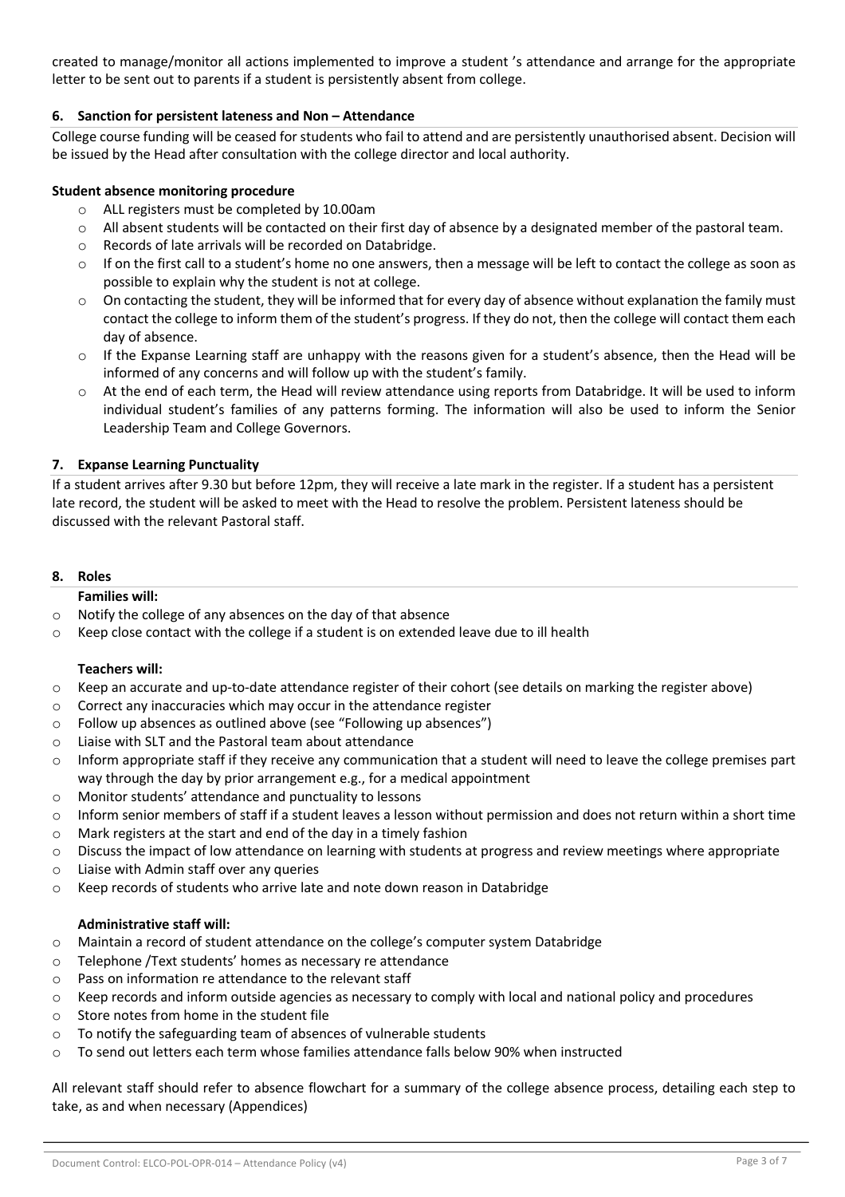created to manage/monitor all actions implemented to improve a student 's attendance and arrange for the appropriate letter to be sent out to parents if a student is persistently absent from college.

## 6. Sanction for persistent lateness and Non – Attendance

College course funding will be ceased for students who fail to attend and are persistently unauthorised absent. Decision will be issued by the Head after consultation with the college director and local authority.

**Student absence monitoring procedure**

- ALL registers must be completed by 10.00am
- All absent students will be contacted on their first day of absence by a designated member of the pastoral team.
- Records of late arrivals will be recorded on Databridge.
- If on the first call to a student's home no one answers, then a message will be left to contact the college as soon as possible to explain why the student is not at college.
- On contacting the student, they will be informed that for every day of absence without explanation the family must contact the college to inform them of the student's progress. If they do not, then the college will contact them each day of absence.
- If the Expanse Learning staff are unhappy with the reasons given for a student's absence, then the Head will be informed of any concerns and will follow up with the student's family.
- At the end of each term, the Head will review attendance using reports from Databridge. It will be used to inform individual student's families of any patterns forming. The information will also be used to inform the Senior Leadership Team and College Governors.

## 7. Expanse Learning Punctuality

If a student arrives after 9.30 but before 12pm, they will receive a late mark in the register. If a student has a persistent late record, the student will be asked to meet with the Head to resolve the problem. Persistent lateness should be discussed with the relevant Pastoral staff.

## 8. Roles

**Families will:**

- Notify the college of any absences on the day of that absence
- Keep close contact with the college if a student is on extended leave due to ill health

**Teachers will:**

- Keep an accurate and up-to-date attendance register of their cohort (see details on marking the register above)
- Correct any inaccuracies which may occur in the attendance register
- Follow up absences as outlined above (see "Following up absences")
- Liaise with SLT and the Pastoral team about attendance
- Inform appropriate staff if they receive any communication that a student will need to leave the college premises part way through the day by prior arrangement e.g., for a medical appointment
- Monitor students' attendance and punctuality to lessons
- Inform senior members of staff if a student leaves a lesson without permission and does not return within a short time
- Mark registers at the start and end of the day in a timely fashion
- Discuss the impact of low attendance on learning with students at progress and review meetings where appropriate
- Liaise with Admin staff over any queries
- Keep records of students who arrive late and note down reason in Databridge

**Administrative staff will:**

- Maintain a record of student attendance on the college's computer system Databridge
- Telephone /Text students' homes as necessary re attendance
- Pass on information re attendance to the relevant staff
- Keep records and inform outside agencies as necessary to comply with local and national policy and procedures
- Store notes from home in the student file
- To notify the safeguarding team of absences of vulnerable students
- To send out letters each term whose families attendance falls below 90% when instructed

All relevant staff should refer to absence flowchart for a summary of the college absence process, detailing each step to take, as and when necessary (Appendices)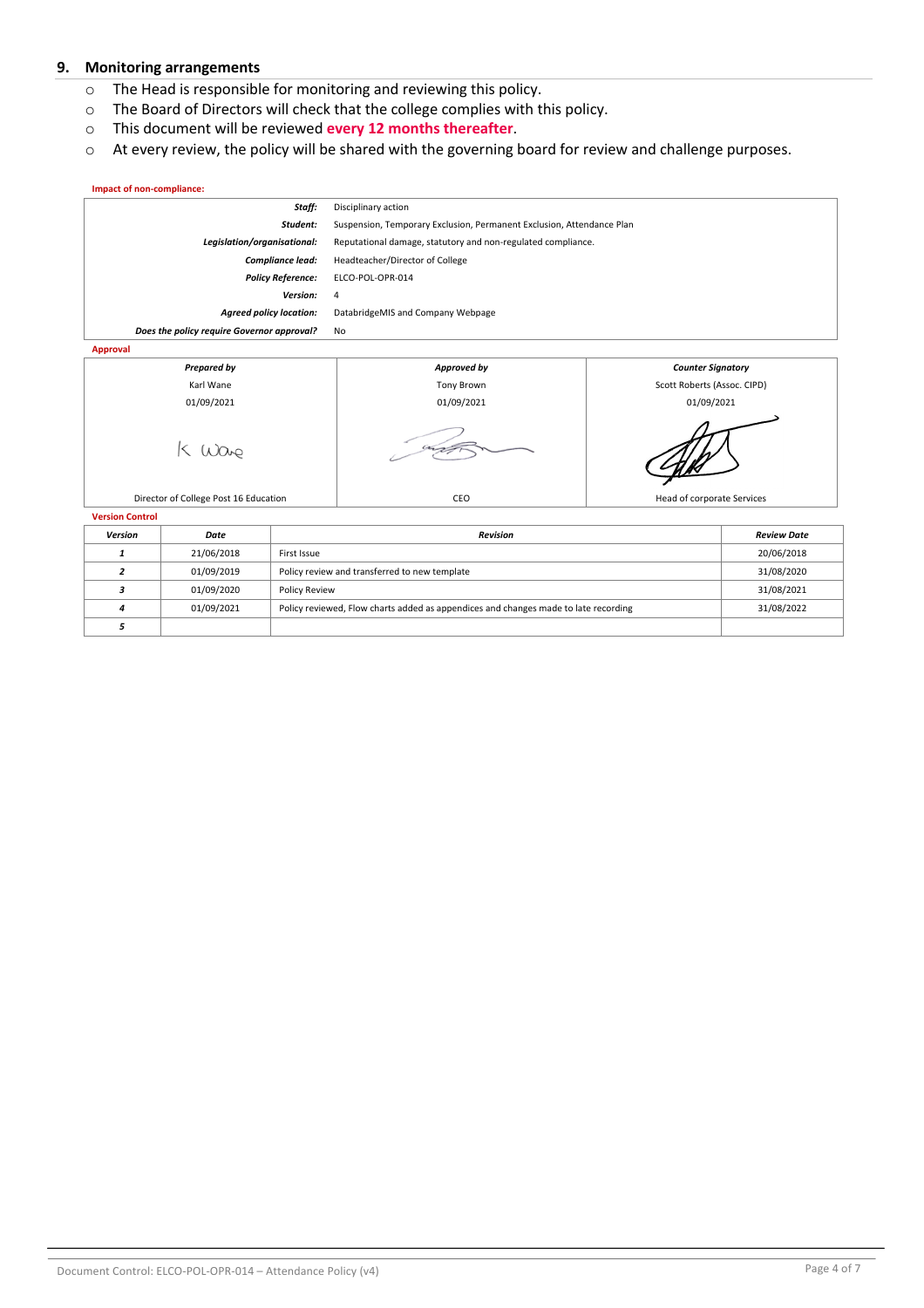## 9. Monitoring arrangements

- The Head is responsible for monitoring and reviewing this policy.
- The Board of Directors will check that the college complies with this policy.
- This document will be reviewed **every 12 months thereafter**.
- At every review, the policy will be shared with the governing board for review and challenge purposes.

**Impact of non-compliance:**

| | |
|---|---|
| ***Staff:*** | Disciplinary action |
| ***Student:*** | Suspension, Temporary Exclusion, Permanent Exclusion, Attendance Plan |
| ***Legislation/organisational:*** | Reputational damage, statutory and non-regulated compliance. |
| ***Compliance lead:*** | Headteacher/Director of College |
| ***Policy Reference:*** | ELCO-POL-OPR-014 |
| ***Version:*** | 4 |
| ***Agreed policy location:*** | DatabridgeMIS and Company Webpage |
| ***Does the policy require Governor approval?*** | No |

**Approval**

| ***Prepared by*** | ***Approved by*** | ***Counter Signatory*** |
|---|---|---|
| Karl Wane | Tony Brown | Scott Roberts (Assoc. CIPD) |
| 01/09/2021 | 01/09/2021 | 01/09/2021 |
| K Wane | [signature] | [signature] |
| Director of College Post 16 Education | CEO | Head of corporate Services |

**Version Control**

| ***Version*** | ***Date*** | ***Revision*** | ***Review Date*** |
|---|---|---|---|
| ***1*** | 21/06/2018 | First Issue | 20/06/2018 |
| ***2*** | 01/09/2019 | Policy review and transferred to new template | 31/08/2020 |
| ***3*** | 01/09/2020 | Policy Review | 31/08/2021 |
| ***4*** | 01/09/2021 | Policy reviewed, Flow charts added as appendices and changes made to late recording | 31/08/2022 |
| ***5*** | | | |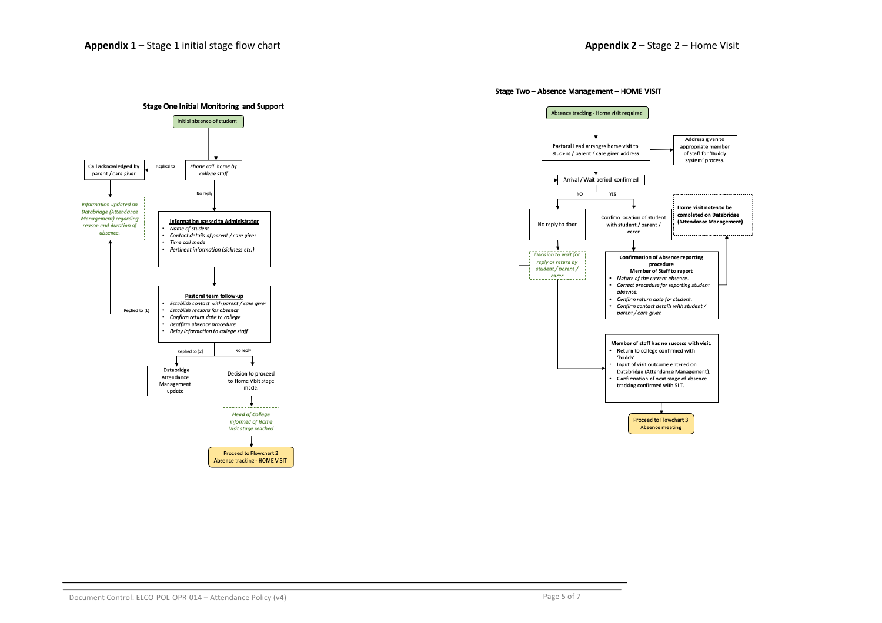## Appendix 1 – Stage 1 initial stage flow chart

### Stage One Initial Monitoring and Support

Initial absence of student

Phone call home by college staff

Replied to → Call acknowledged by parent / care giver

*Information updated on Databridge (Attendance Management) regarding reason and duration of absence.*

No reply →

**Information passed to Administrator**

- *Name of student*
- *Contact details of parent / care giver*
- *Time call made*
- *Pertinent information (sickness etc.)*

**Pastoral team follow-up**

- *Establish contact with parent / care giver*
- *Establish reasons for absence*
- *Confirm return date to college*
- *Reaffirm absence procedure*
- *Relay information to college staff*

Replied to (1)

Replied to (2) → Databridge Attendance Management update

No reply → Decision to proceed to Home Visit stage made.

***Head of College** informed of Home Visit stage reached*

Proceed to Flowchart 2 Absence tracking - HOME VISIT

## Appendix 2 – Stage 2 – Home Visit

### Stage Two – Absence Management – HOME VISIT

Absence tracking - Home visit required

Pastoral Lead arranges home visit to student / parent / care giver address → Address given to appropriate member of staff for 'Buddy system' process.

Arrival / Wait period confirmed

NO → No reply to door

*Decision to wait for reply or return by student / parent / carer*

YES → Confirm location of student with student / parent / carer

**Confirmation of Absence reporting procedure**
**Member of Staff to report**

- *Nature of the current absence.*
- *Correct procedure for reporting student absence.*
- *Confirm return date for student.*
- *Confirm contact details with student / parent / care giver.*

**Home visit notes to be completed on Databridge (Attendance Management)**

**Member of staff has no success with visit.**

- Return to college confirmed with 'buddy'
- Input of visit outcome entered on Databridge (Attendance Management).
- Confirmation of next stage of absence tracking confirmed with SLT.

Proceed to Flowchart 3 Absence meeting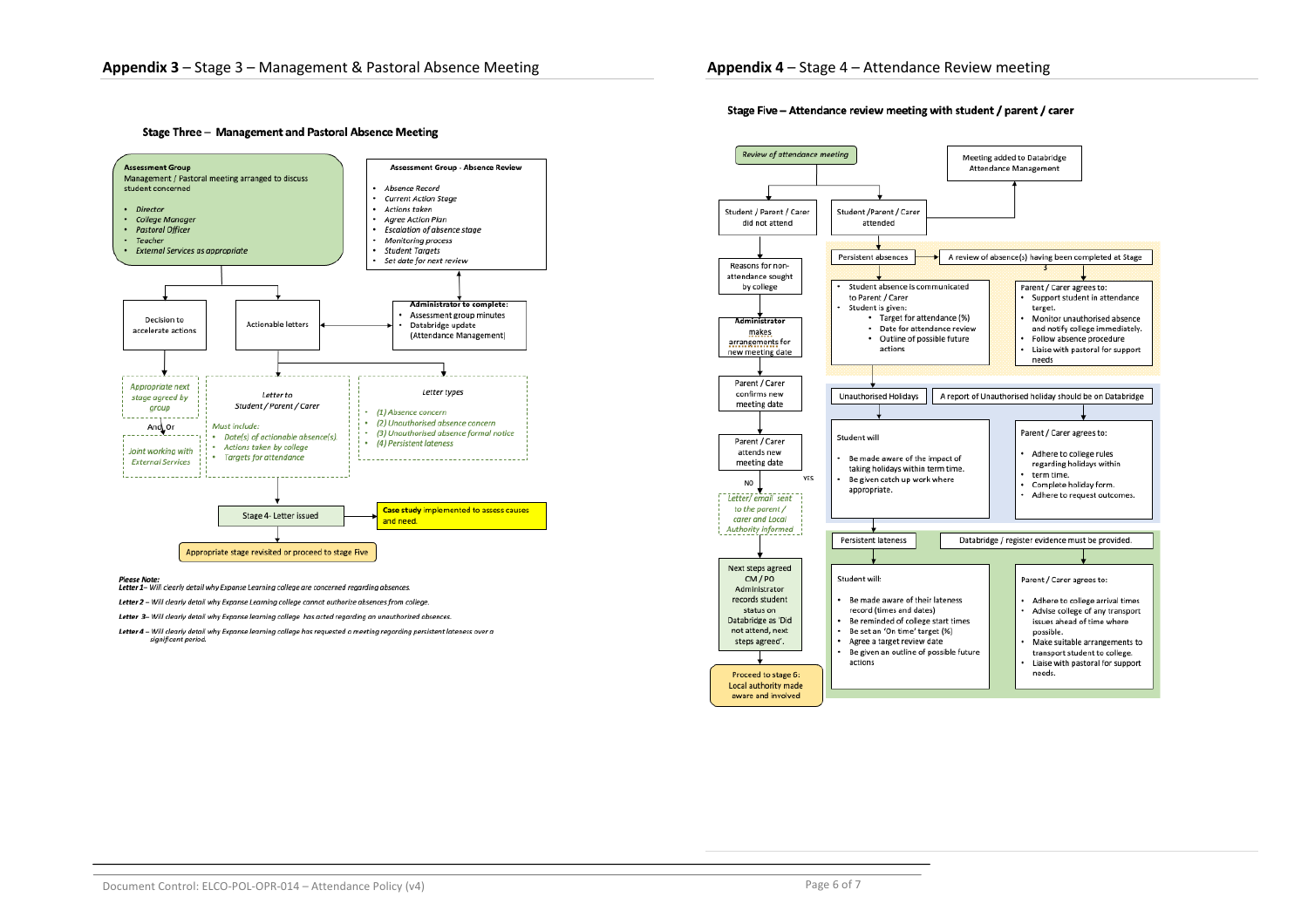## Appendix 3 – Stage 3 – Management & Pastoral Absence Meeting

### Stage Three – Management and Pastoral Absence Meeting

**Assessment Group**
Management / Pastoral meeting arranged to discuss student concerned

- *Director*
- *College Manager*
- *Pastoral Officer*
- *Teacher*
- *External Services as appropriate*

**Assessment Group - Absence Review**

- *Absence Record*
- *Current Action Stage*
- *Actions taken*
- *Agree Action Plan*
- *Escalation of absence stage*
- *Monitoring process*
- *Student Targets*
- *Set date for next review*

Decision to accelerate actions

Actionable letters

**Administrator to complete:**

- Assessment group minutes
- Databridge update (Attendance Management)

*Appropriate next stage agreed by group*

And, Or

*Joint working with External Services*

*Letter to Student / Parent / Carer*

*Must include:*

- *Date(s) of actionable absence(s)*
- *Actions taken by college*
- *Targets for attendance*

*Letter types*

- *(1) Absence concern*
- *(2) Unauthorised absence concern*
- *(3) Unauthorised absence formal notice*
- *(4) Persistent lateness*

Stage 4- Letter issued

**Case study** implemented to assess causes and need.

Appropriate stage revisited or proceed to stage Five

***Please Note:***
***Letter 1*** *– Will clearly detail why Expanse Learning college are concerned regarding absences.*

***Letter 2*** *– Will clearly detail why Expanse Learning college cannot authorize absences from college.*

***Letter 3*** *– Will clearly detail why Expanse learning college has acted regarding an unauthorized absences.*

***Letter 4*** *– Will clearly detail why Expanse learning college has requested a meeting regarding persistent lateness over a significant period.*

## Appendix 4 – Stage 4 – Attendance Review meeting

### Stage Five – Attendance review meeting with student / parent / carer

*Review of attendance meeting*

Meeting added to Databridge Attendance Management

**Student / Parent / Carer did not attend**

Reasons for non-attendance sought by college

**Administrator** makes arrangements for new meeting date

Parent / Carer confirms new meeting date

Parent / Carer attends new meeting date

YES / NO

*Letter/ email sent to the parent / carer and Local Authority informed*

Next steps agreed CM / PO Administrator records student status on Databridge as 'Did not attend, next steps agreed'.

Proceed to stage 6: Local authority made aware and involved

**Student / Parent / Carer attended**

**Persistent absences** – A review of absence(s) having been completed at Stage 3

- Student absence is communicated to Parent / Carer
- Student is given:
  - Target for attendance (%)
  - Date for attendance review
  - Outline of possible future actions

Parent / Carer agrees to:

- Support student in attendance target.
- Monitor unauthorised absence and notify college immediately.
- Follow absence procedure
- Liaise with pastoral for support needs

**Unauthorised Holidays** – A report of Unauthorised holiday should be on Databridge

Student will

- Be made aware of the impact of taking holidays within term time.
- Be given catch up work where appropriate.

Parent / Carer agrees to:

- Adhere to college rules regarding holidays within
- term time.
- Complete holiday form.
- Adhere to request outcomes.

**Persistent lateness** – Databridge / register evidence must be provided.

Student will:

- Be made aware of their lateness record (times and dates)
- Be reminded of college start times
- Be set an 'On time' target (%)
- Agree a target review date
- Be given an outline of possible future actions

Parent / Carer agrees to:

- Adhere to college arrival times
- Advise college of any transport issues ahead of time where possible.
- Make suitable arrangements to transport student to college.
- Liaise with pastoral for support needs.

Document Control: ELCO-POL-OPR-014 – Attendance Policy (v4)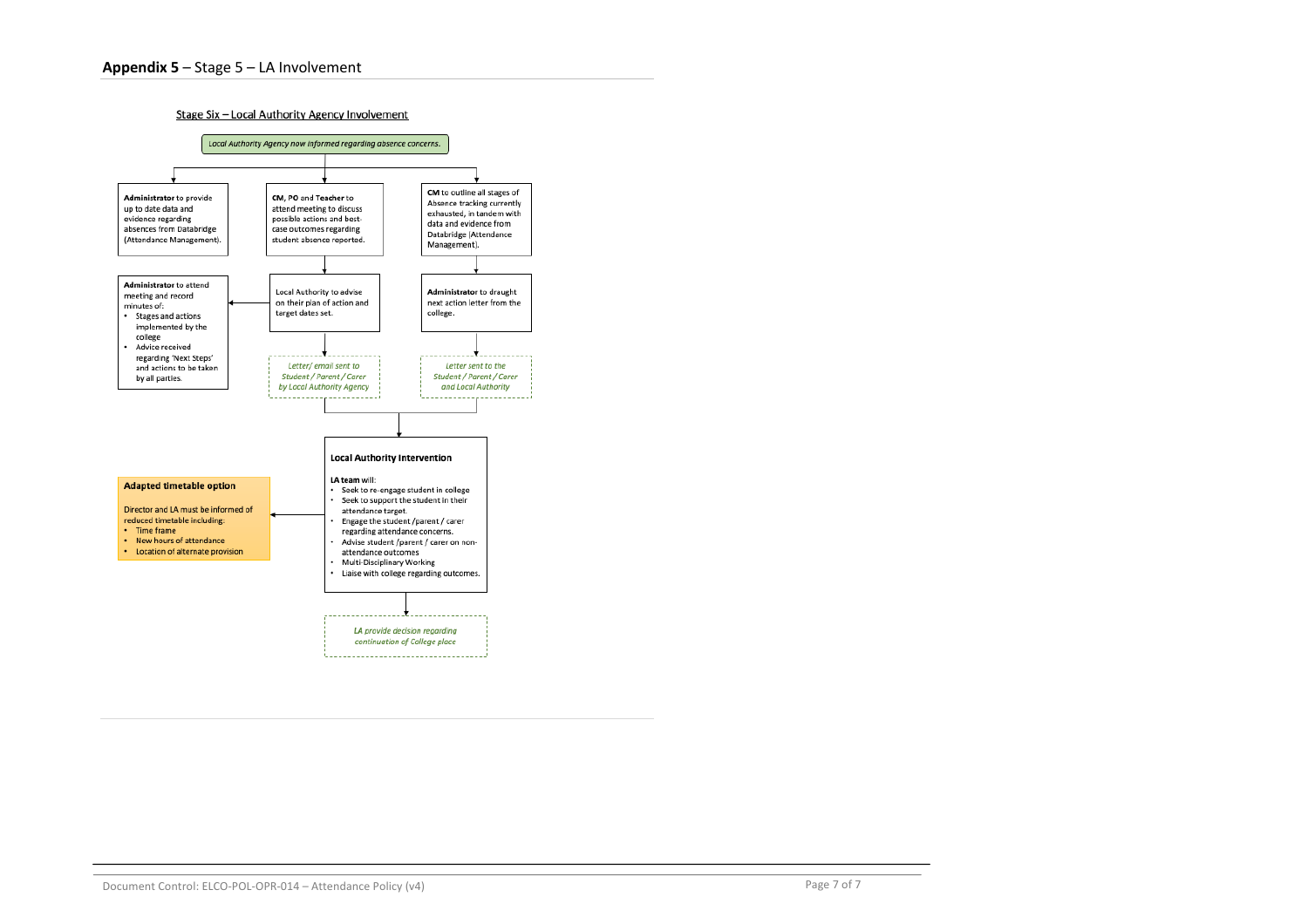## **Appendix 5** – Stage 5 – LA Involvement

Stage Six – Local Authority Agency Involvement

*Local Authority Agency now informed regarding absence concerns.*

**Administrator** to provide up to date data and evidence regarding absences from Databridge (Attendance Management).

**CM**, **PO** and **Teacher** to attend meeting to discuss possible actions and best-case outcomes regarding student absence reported.

**CM** to outline all stages of Absence tracking currently exhausted, in tandem with data and evidence from Databridge (Attendance Management).

**Administrator** to attend meeting and record minutes of:

- Stages and actions implemented by the college
- Advice received regarding 'Next Steps' and actions to be taken by all parties.

Local Authority to advise on their plan of action and target dates set.

**Administrator** to draught next action letter from the college.

*Letter/ email sent to Student / Parent / Carer by Local Authority Agency*

*Letter sent to the Student / Parent / Carer and Local Authority*

**Local Authority Intervention**

**LA team** will:

- Seek to re-engage student in college
- Seek to support the student in their attendance target.
- Engage the student /parent / carer regarding attendance concerns.
- Advise student /parent / carer on non-attendance outcomes
- Multi-Disciplinary Working
- Liaise with college regarding outcomes.

**Adapted timetable option**

Director and LA must be informed of reduced timetable including:

- Time frame
- New hours of attendance
- Location of alternate provision

*LA provide decision regarding continuation of College place*

Document Control: ELCO-POL-OPR-014 – Attendance Policy (v4)